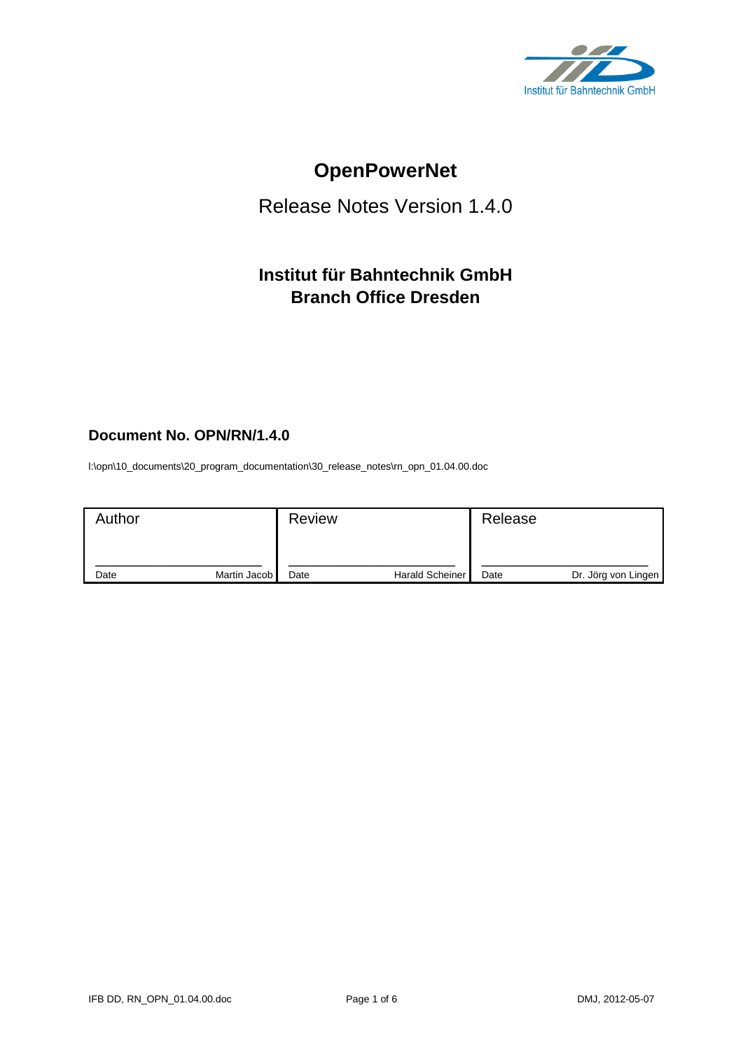Institut für Bahntechnik GmbH

# OpenPowerNet

## Release Notes Version 1.4.0

### Institut für Bahntechnik GmbH
### Branch Office Dresden

**Document No. OPN/RN/1.4.0**

I:\opn\10_documents\20_program_documentation\30_release_notes\rn_opn_01.04.00.doc

| Author | | Review | | Release | |
|---|---|---|---|---|---|
| Date | Martin Jacob | Date | Harald Scheiner | Date | Dr. Jörg von Lingen |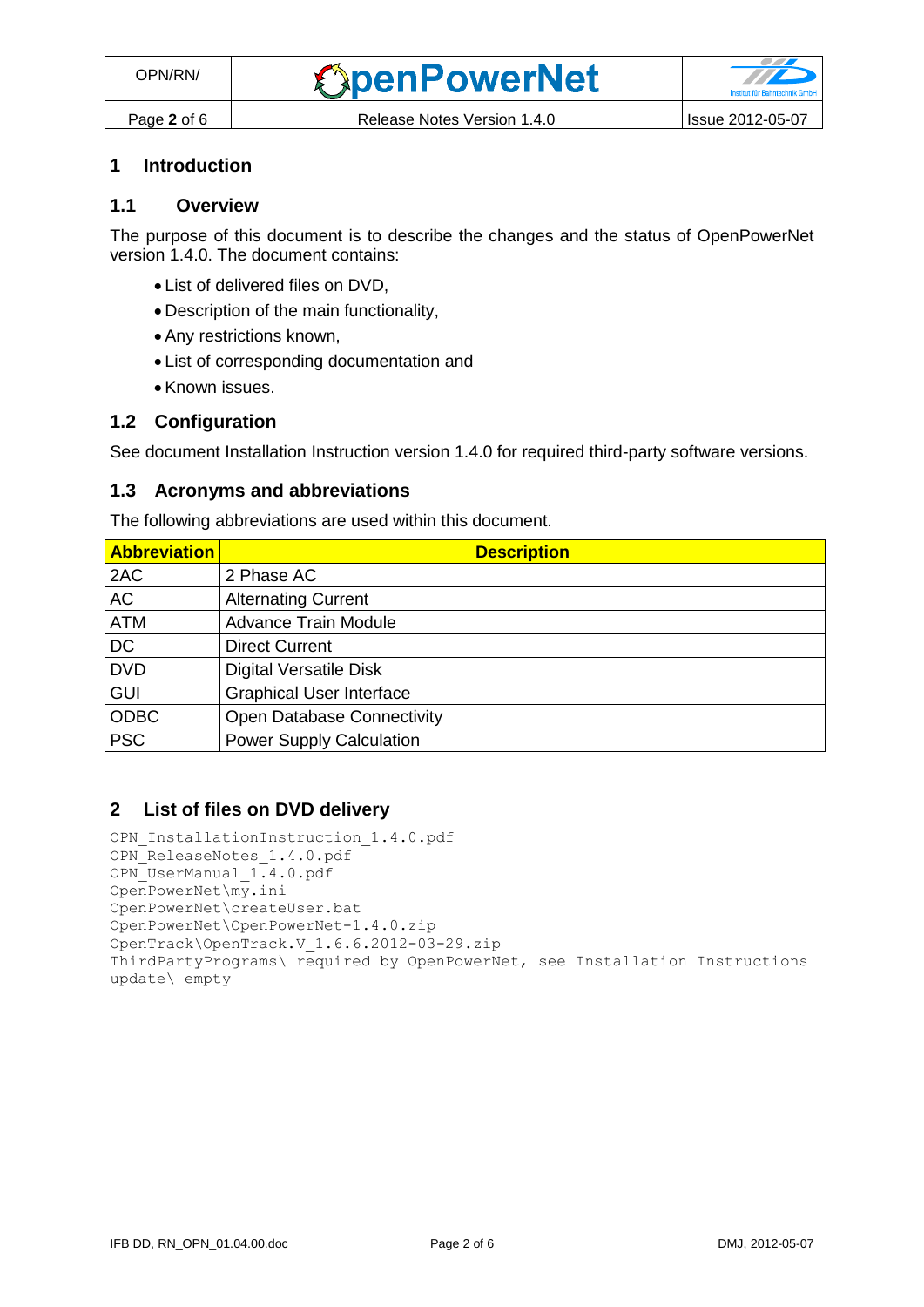# 1 Introduction

## 1.1 Overview

The purpose of this document is to describe the changes and the status of OpenPowerNet version 1.4.0. The document contains:

- List of delivered files on DVD,
- Description of the main functionality,
- Any restrictions known,
- List of corresponding documentation and
- Known issues.

## 1.2 Configuration

See document Installation Instruction version 1.4.0 for required third-party software versions.

## 1.3 Acronyms and abbreviations

The following abbreviations are used within this document.

| Abbreviation | Description |
|---|---|
| 2AC | 2 Phase AC |
| AC | Alternating Current |
| ATM | Advance Train Module |
| DC | Direct Current |
| DVD | Digital Versatile Disk |
| GUI | Graphical User Interface |
| ODBC | Open Database Connectivity |
| PSC | Power Supply Calculation |

# 2 List of files on DVD delivery

```
OPN_InstallationInstruction_1.4.0.pdf
OPN_ReleaseNotes_1.4.0.pdf
OPN_UserManual_1.4.0.pdf
OpenPowerNet\my.ini
OpenPowerNet\createUser.bat
OpenPowerNet\OpenPowerNet-1.4.0.zip
OpenTrack\OpenTrack.V_1.6.6.2012-03-29.zip
ThirdPartyPrograms\ required by OpenPowerNet, see Installation Instructions
update\ empty
```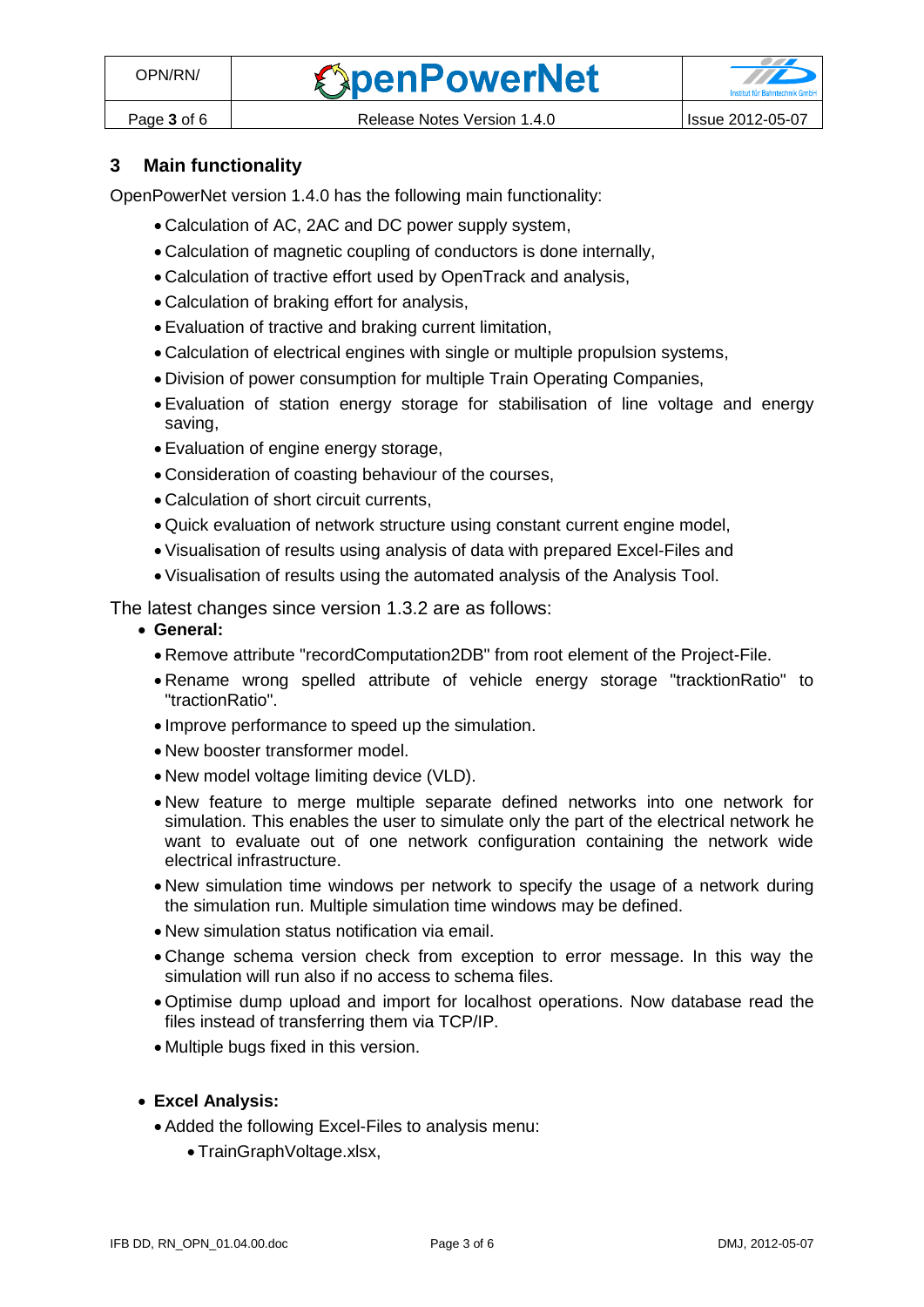## 3 Main functionality

OpenPowerNet version 1.4.0 has the following main functionality:

- Calculation of AC, 2AC and DC power supply system,
- Calculation of magnetic coupling of conductors is done internally,
- Calculation of tractive effort used by OpenTrack and analysis,
- Calculation of braking effort for analysis,
- Evaluation of tractive and braking current limitation,
- Calculation of electrical engines with single or multiple propulsion systems,
- Division of power consumption for multiple Train Operating Companies,
- Evaluation of station energy storage for stabilisation of line voltage and energy saving,
- Evaluation of engine energy storage,
- Consideration of coasting behaviour of the courses,
- Calculation of short circuit currents,
- Quick evaluation of network structure using constant current engine model,
- Visualisation of results using analysis of data with prepared Excel-Files and
- Visualisation of results using the automated analysis of the Analysis Tool.

The latest changes since version 1.3.2 are as follows:

- **General:**
  - Remove attribute "recordComputation2DB" from root element of the Project-File.
  - Rename wrong spelled attribute of vehicle energy storage "tracktionRatio" to "tractionRatio".
  - Improve performance to speed up the simulation.
  - New booster transformer model.
  - New model voltage limiting device (VLD).
  - New feature to merge multiple separate defined networks into one network for simulation. This enables the user to simulate only the part of the electrical network he want to evaluate out of one network configuration containing the network wide electrical infrastructure.
  - New simulation time windows per network to specify the usage of a network during the simulation run. Multiple simulation time windows may be defined.
  - New simulation status notification via email.
  - Change schema version check from exception to error message. In this way the simulation will run also if no access to schema files.
  - Optimise dump upload and import for localhost operations. Now database read the files instead of transferring them via TCP/IP.
  - Multiple bugs fixed in this version.

- **Excel Analysis:**
  - Added the following Excel-Files to analysis menu:
    - TrainGraphVoltage.xlsx,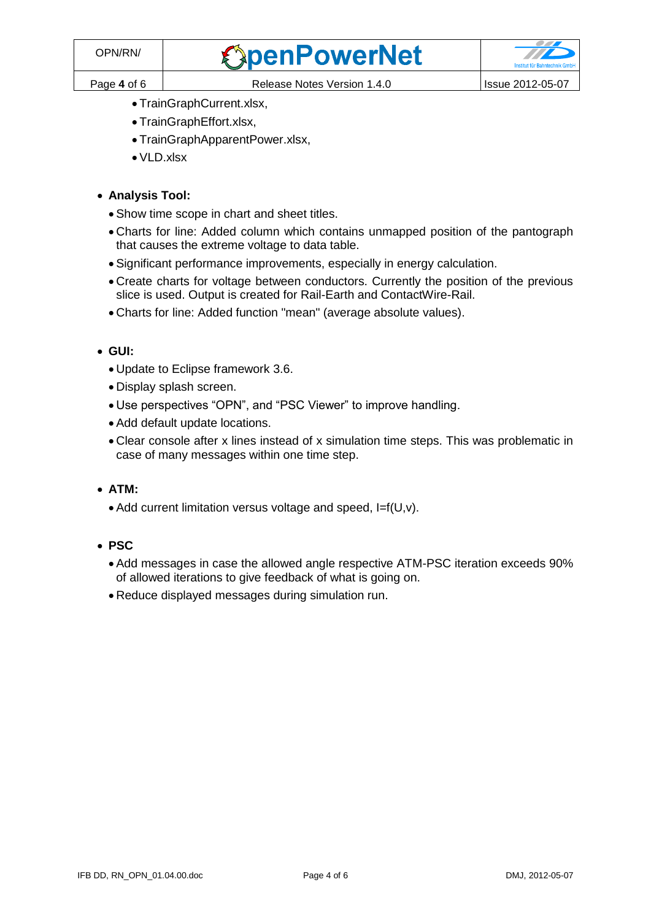- TrainGraphCurrent.xlsx,
- TrainGraphEffort.xlsx,
- TrainGraphApparentPower.xlsx,
- VLD.xlsx

- **Analysis Tool:**
  - Show time scope in chart and sheet titles.
  - Charts for line: Added column which contains unmapped position of the pantograph that causes the extreme voltage to data table.
  - Significant performance improvements, especially in energy calculation.
  - Create charts for voltage between conductors. Currently the position of the previous slice is used. Output is created for Rail-Earth and ContactWire-Rail.
  - Charts for line: Added function "mean" (average absolute values).

- **GUI:**
  - Update to Eclipse framework 3.6.
  - Display splash screen.
  - Use perspectives "OPN", and "PSC Viewer" to improve handling.
  - Add default update locations.
  - Clear console after x lines instead of x simulation time steps. This was problematic in case of many messages within one time step.

- **ATM:**
  - Add current limitation versus voltage and speed, I=f(U,v).

- **PSC**
  - Add messages in case the allowed angle respective ATM-PSC iteration exceeds 90% of allowed iterations to give feedback of what is going on.
  - Reduce displayed messages during simulation run.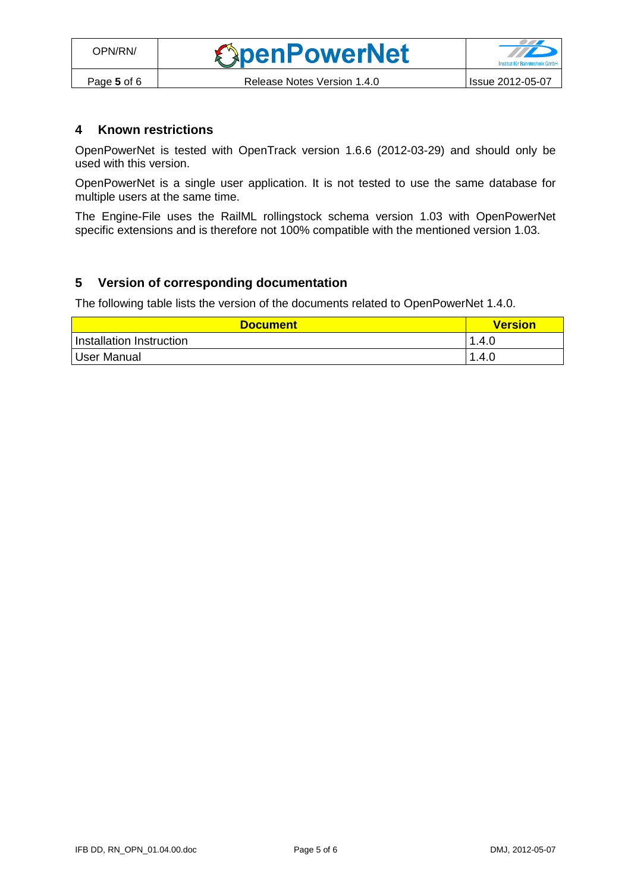## 4 Known restrictions

OpenPowerNet is tested with OpenTrack version 1.6.6 (2012-03-29) and should only be used with this version.

OpenPowerNet is a single user application. It is not tested to use the same database for multiple users at the same time.

The Engine-File uses the RailML rollingstock schema version 1.03 with OpenPowerNet specific extensions and is therefore not 100% compatible with the mentioned version 1.03.

## 5 Version of corresponding documentation

The following table lists the version of the documents related to OpenPowerNet 1.4.0.

| Document | Version |
|---|---|
| Installation Instruction | 1.4.0 |
| User Manual | 1.4.0 |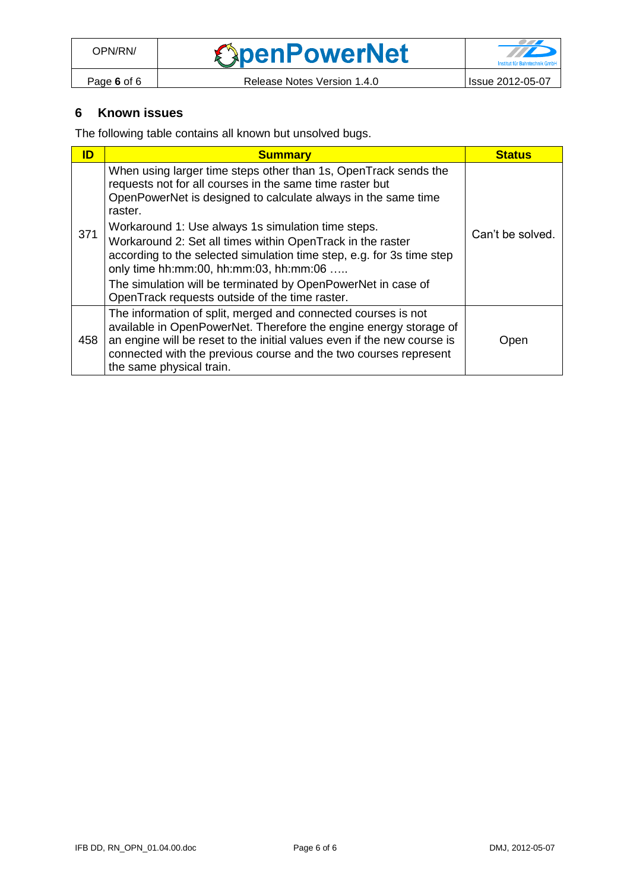## 6 Known issues

The following table contains all known but unsolved bugs.

| ID | Summary | Status |
|---|---|---|
| 371 | When using larger time steps other than 1s, OpenTrack sends the requests not for all courses in the same time raster but OpenPowerNet is designed to calculate always in the same time raster.<br><br>Workaround 1: Use always 1s simulation time steps.<br>Workaround 2: Set all times within OpenTrack in the raster according to the selected simulation time step, e.g. for 3s time step only time hh:mm:00, hh:mm:03, hh:mm:06 …..<br><br>The simulation will be terminated by OpenPowerNet in case of OpenTrack requests outside of the time raster. | Can't be solved. |
| 458 | The information of split, merged and connected courses is not available in OpenPowerNet. Therefore the engine energy storage of an engine will be reset to the initial values even if the new course is connected with the previous course and the two courses represent the same physical train. | Open |